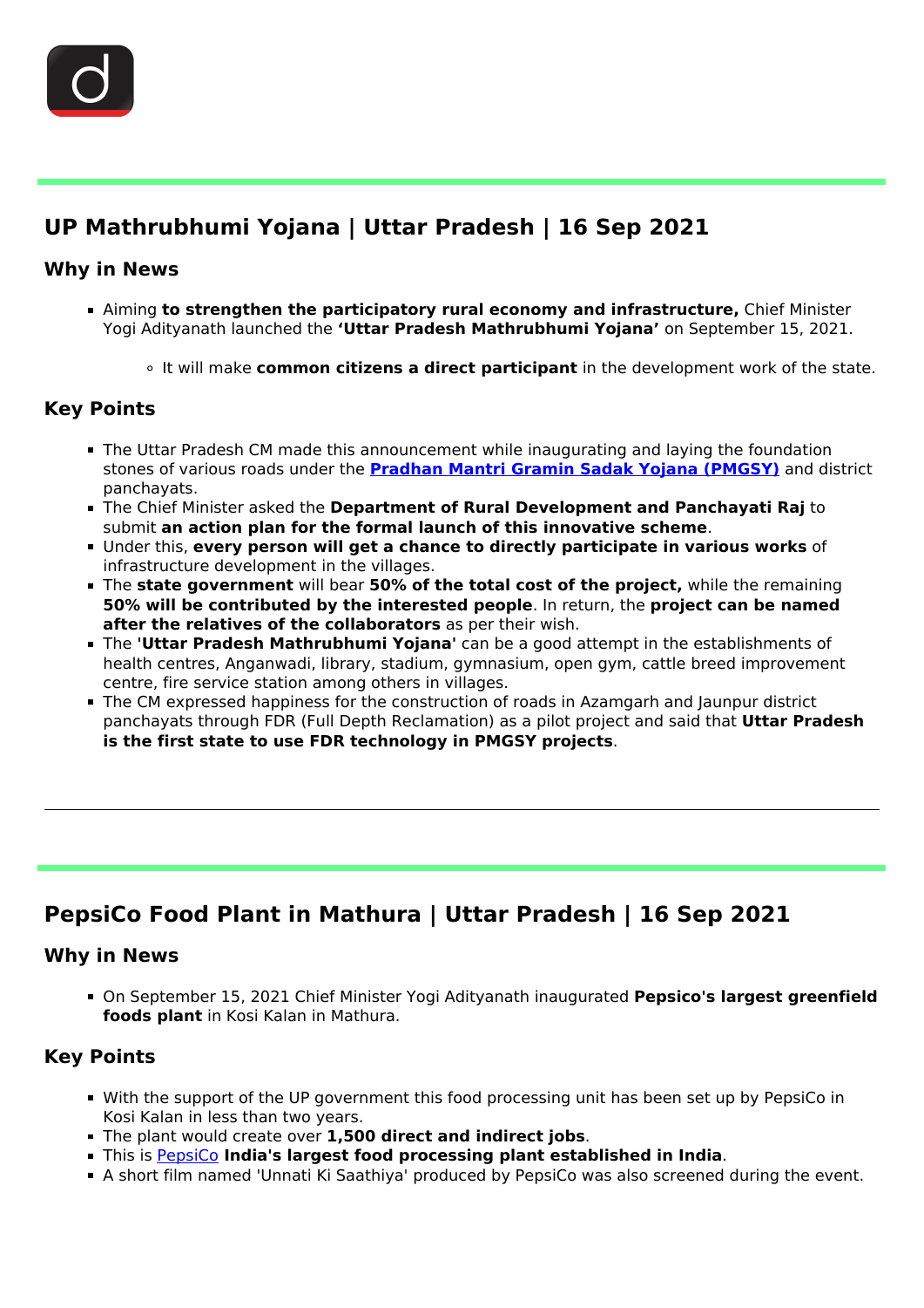## UP Mathrubhumi Yojana | Uttar Pradesh | 16 Sep 2021

### Why in News

- Aiming **to strengthen the participatory rural economy and infrastructure,** Chief Minister Yogi Adityanath launched the **'Uttar Pradesh Mathrubhumi Yojana'** on September 15, 2021.
  - It will make **common citizens a direct participant** in the development work of the state.

### Key Points

- The Uttar Pradesh CM made this announcement while inaugurating and laying the foundation stones of various roads under the **Pradhan Mantri Gramin Sadak Yojana (PMGSY)** and district panchayats.
- The Chief Minister asked the **Department of Rural Development and Panchayati Raj** to submit **an action plan for the formal launch of this innovative scheme**.
- Under this, **every person will get a chance to directly participate in various works** of infrastructure development in the villages.
- The **state government** will bear **50% of the total cost of the project,** while the remaining **50% will be contributed by the interested people**. In return, the **project can be named after the relatives of the collaborators** as per their wish.
- The **'Uttar Pradesh Mathrubhumi Yojana'** can be a good attempt in the establishments of health centres, Anganwadi, library, stadium, gymnasium, open gym, cattle breed improvement centre, fire service station among others in villages.
- The CM expressed happiness for the construction of roads in Azamgarh and Jaunpur district panchayats through FDR (Full Depth Reclamation) as a pilot project and said that **Uttar Pradesh is the first state to use FDR technology in PMGSY projects**.

---

## PepsiCo Food Plant in Mathura | Uttar Pradesh | 16 Sep 2021

### Why in News

- On September 15, 2021 Chief Minister Yogi Adityanath inaugurated **Pepsico's largest greenfield foods plant** in Kosi Kalan in Mathura.

### Key Points

- With the support of the UP government this food processing unit has been set up by PepsiCo in Kosi Kalan in less than two years.
- The plant would create over **1,500 direct and indirect jobs**.
- This is PepsiCo **India's largest food processing plant established in India**.
- A short film named 'Unnati Ki Saathiya' produced by PepsiCo was also screened during the event.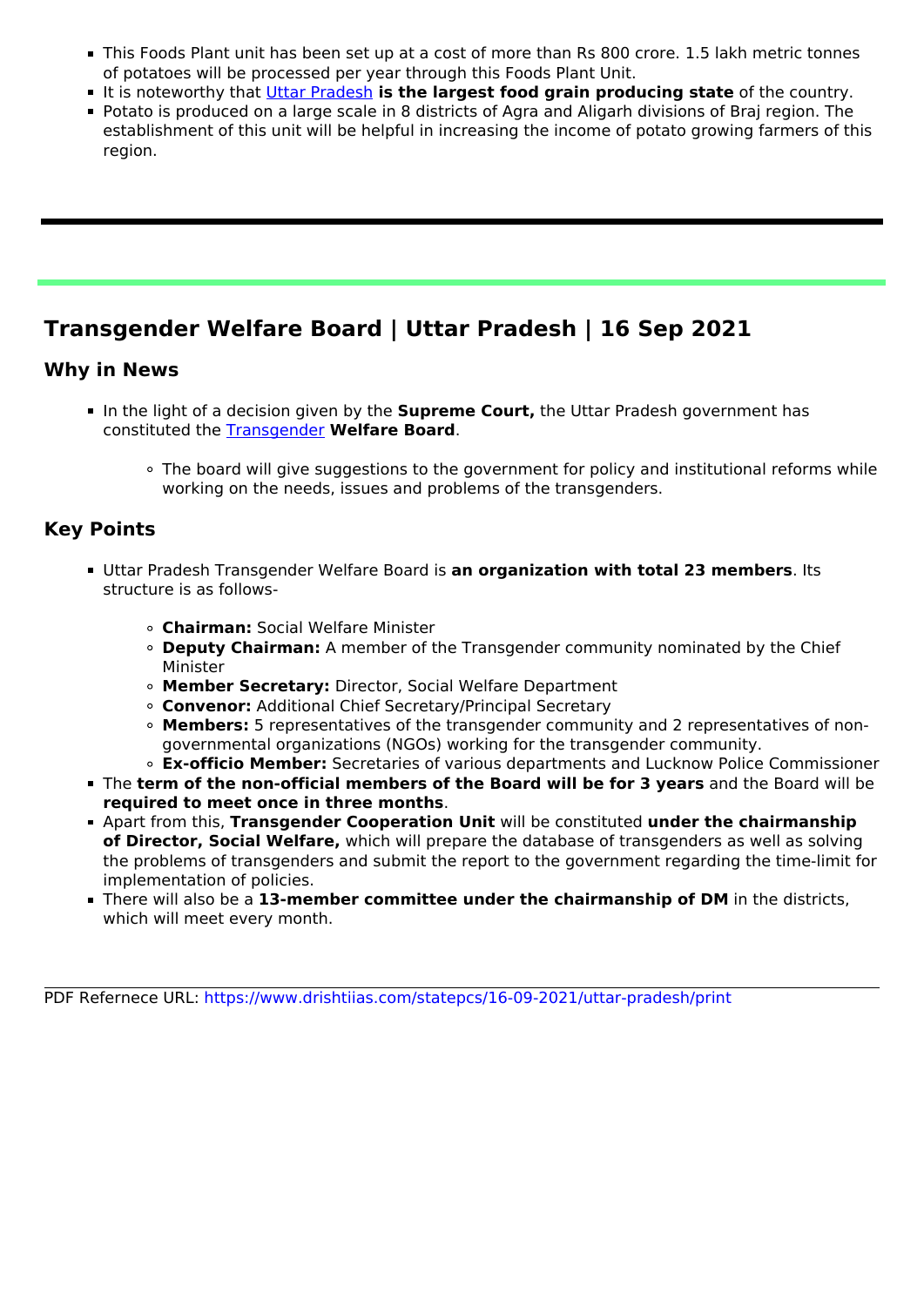- This Foods Plant unit has been set up at a cost of more than Rs 800 crore. 1.5 lakh metric tonnes of potatoes will be processed per year through this Foods Plant Unit.
- It is noteworthy that Uttar Pradesh **is the largest food grain producing state** of the country.
- Potato is produced on a large scale in 8 districts of Agra and Aligarh divisions of Braj region. The establishment of this unit will be helpful in increasing the income of potato growing farmers of this region.

---

## Transgender Welfare Board | Uttar Pradesh | 16 Sep 2021

### Why in News

- In the light of a decision given by the **Supreme Court,** the Uttar Pradesh government has constituted the Transgender **Welfare Board**.
  - The board will give suggestions to the government for policy and institutional reforms while working on the needs, issues and problems of the transgenders.

### Key Points

- Uttar Pradesh Transgender Welfare Board is **an organization with total 23 members**. Its structure is as follows-
  - **Chairman:** Social Welfare Minister
  - **Deputy Chairman:** A member of the Transgender community nominated by the Chief Minister
  - **Member Secretary:** Director, Social Welfare Department
  - **Convenor:** Additional Chief Secretary/Principal Secretary
  - **Members:** 5 representatives of the transgender community and 2 representatives of non-governmental organizations (NGOs) working for the transgender community.
  - **Ex-officio Member:** Secretaries of various departments and Lucknow Police Commissioner
- The **term of the non-official members of the Board will be for 3 years** and the Board will be **required to meet once in three months**.
- Apart from this, **Transgender Cooperation Unit** will be constituted **under the chairmanship of Director, Social Welfare,** which will prepare the database of transgenders as well as solving the problems of transgenders and submit the report to the government regarding the time-limit for implementation of policies.
- There will also be a **13-member committee under the chairmanship of DM** in the districts, which will meet every month.

PDF Refernece URL: https://www.drishtiias.com/statepcs/16-09-2021/uttar-pradesh/print